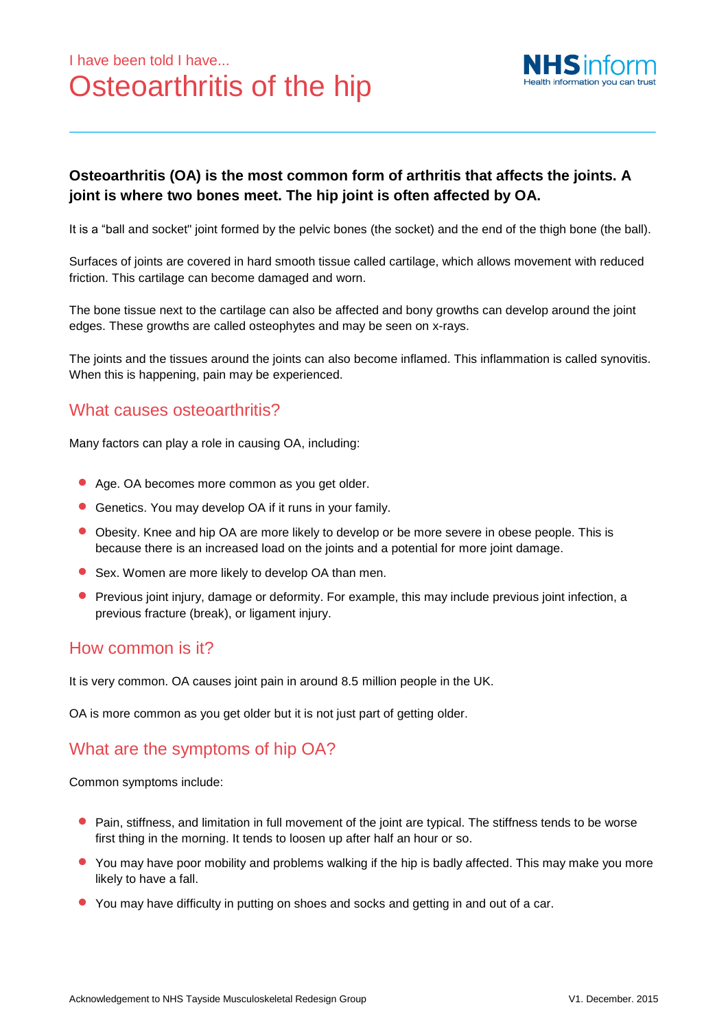I have been told I have...

# Osteoarthritis of the hip

**Osteoarthritis (OA) is the most common form of arthritis that affects the joints. A joint is where two bones meet. The hip joint is often affected by OA.**

It is a "ball and socket" joint formed by the pelvic bones (the socket) and the end of the thigh bone (the ball).

Surfaces of joints are covered in hard smooth tissue called cartilage, which allows movement with reduced friction. This cartilage can become damaged and worn.

The bone tissue next to the cartilage can also be affected and bony growths can develop around the joint edges. These growths are called osteophytes and may be seen on x-rays.

The joints and the tissues around the joints can also become inflamed. This inflammation is called synovitis. When this is happening, pain may be experienced.

## What causes osteoarthritis?

Many factors can play a role in causing OA, including:

- Age. OA becomes more common as you get older.
- Genetics. You may develop OA if it runs in your family.
- Obesity. Knee and hip OA are more likely to develop or be more severe in obese people. This is because there is an increased load on the joints and a potential for more joint damage.
- Sex. Women are more likely to develop OA than men.
- Previous joint injury, damage or deformity. For example, this may include previous joint infection, a previous fracture (break), or ligament injury.

## How common is it?

It is very common. OA causes joint pain in around 8.5 million people in the UK.

OA is more common as you get older but it is not just part of getting older.

## What are the symptoms of hip OA?

Common symptoms include:

- Pain, stiffness, and limitation in full movement of the joint are typical. The stiffness tends to be worse first thing in the morning. It tends to loosen up after half an hour or so.
- You may have poor mobility and problems walking if the hip is badly affected. This may make you more likely to have a fall.
- You may have difficulty in putting on shoes and socks and getting in and out of a car.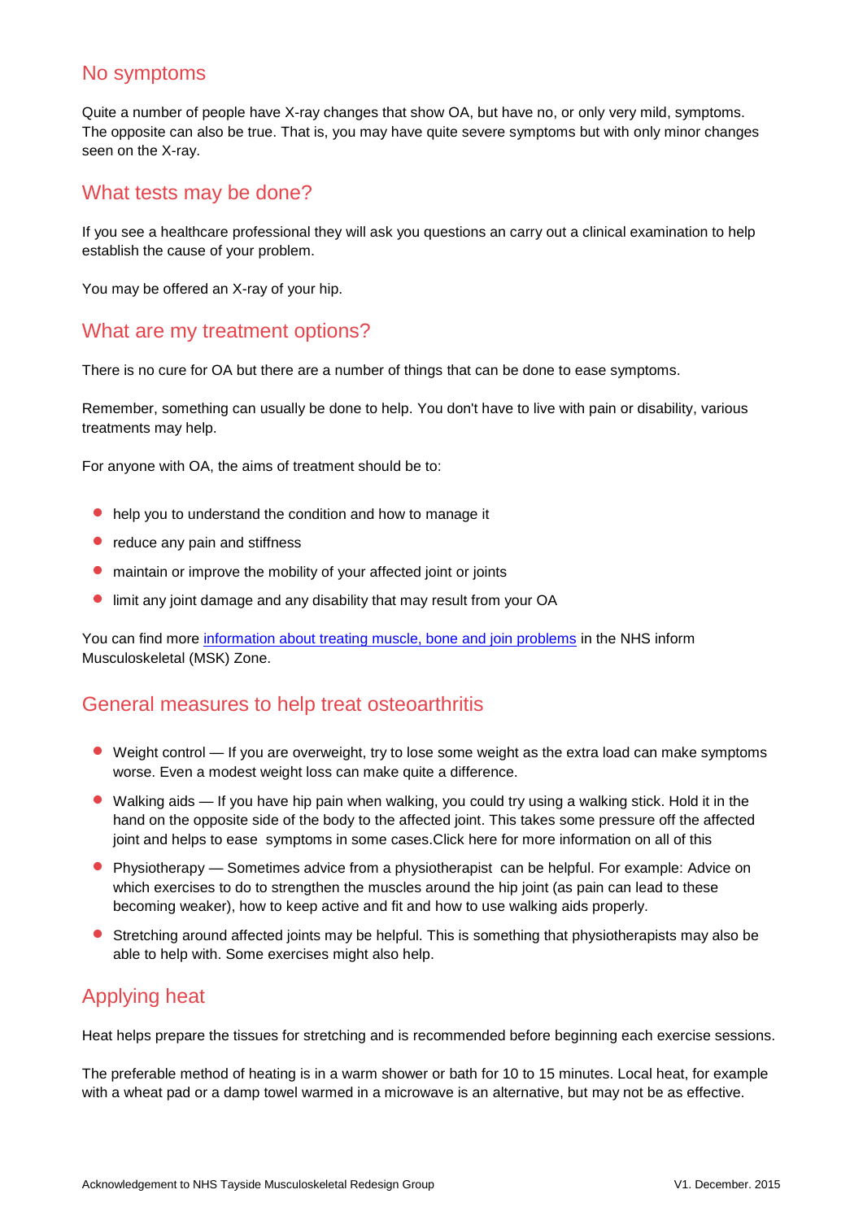## No symptoms

Quite a number of people have X-ray changes that show OA, but have no, or only very mild, symptoms. The opposite can also be true. That is, you may have quite severe symptoms but with only minor changes seen on the X-ray.

## What tests may be done?

If you see a healthcare professional they will ask you questions an carry out a clinical examination to help establish the cause of your problem.

You may be offered an X-ray of your hip.

## What are my treatment options?

There is no cure for OA but there are a number of things that can be done to ease symptoms.

Remember, something can usually be done to help. You don't have to live with pain or disability, various treatments may help.

For anyone with OA, the aims of treatment should be to:

- help you to understand the condition and how to manage it
- reduce any pain and stiffness
- maintain or improve the mobility of your affected joint or joints
- limit any joint damage and any disability that may result from your OA

You can find more information about treating muscle, bone and join problems in the NHS inform Musculoskeletal (MSK) Zone.

## General measures to help treat osteoarthritis

- Weight control — If you are overweight, try to lose some weight as the extra load can make symptoms worse. Even a modest weight loss can make quite a difference.
- Walking aids — If you have hip pain when walking, you could try using a walking stick. Hold it in the hand on the opposite side of the body to the affected joint. This takes some pressure off the affected joint and helps to ease symptoms in some cases.Click here for more information on all of this
- Physiotherapy — Sometimes advice from a physiotherapist can be helpful. For example: Advice on which exercises to do to strengthen the muscles around the hip joint (as pain can lead to these becoming weaker), how to keep active and fit and how to use walking aids properly.
- Stretching around affected joints may be helpful. This is something that physiotherapists may also be able to help with. Some exercises might also help.

## Applying heat

Heat helps prepare the tissues for stretching and is recommended before beginning each exercise sessions.

The preferable method of heating is in a warm shower or bath for 10 to 15 minutes. Local heat, for example with a wheat pad or a damp towel warmed in a microwave is an alternative, but may not be as effective.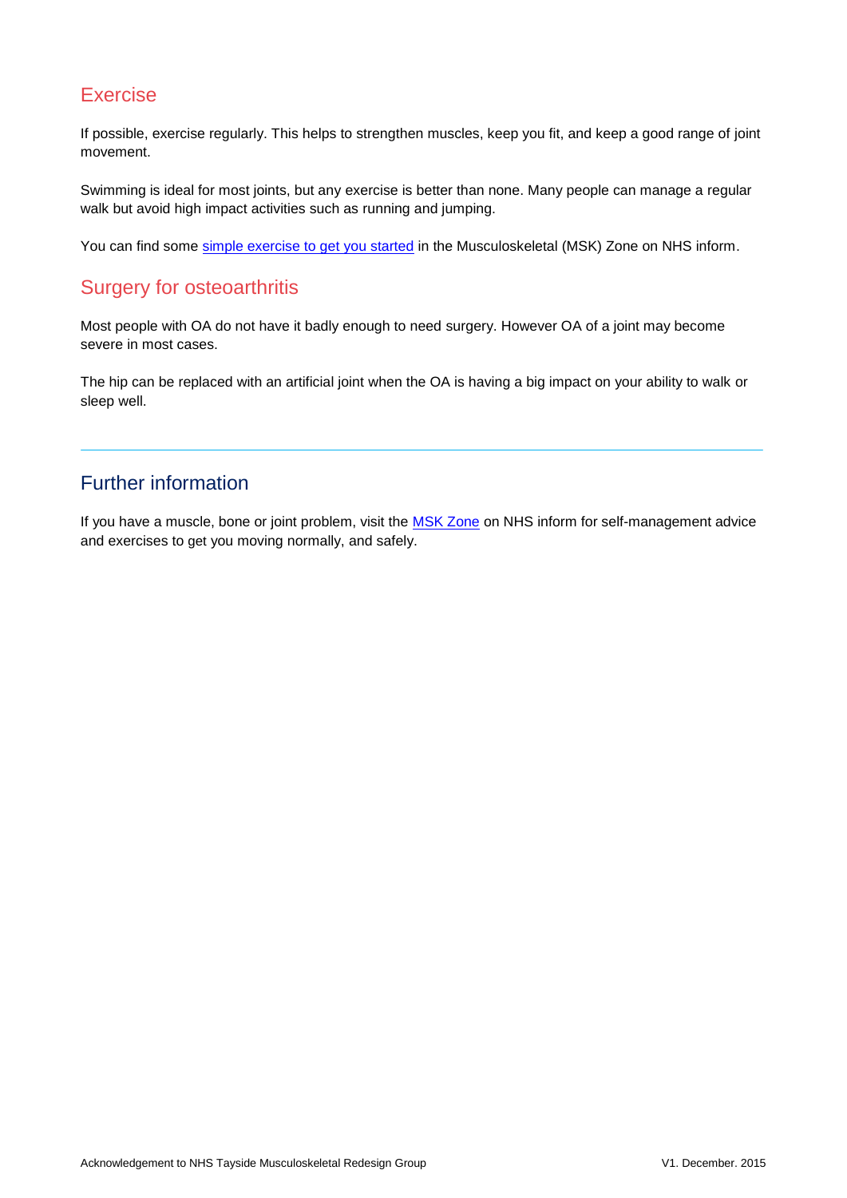## Exercise

If possible, exercise regularly. This helps to strengthen muscles, keep you fit, and keep a good range of joint movement.

Swimming is ideal for most joints, but any exercise is better than none. Many people can manage a regular walk but avoid high impact activities such as running and jumping.

You can find some [simple exercise to get you started] in the Musculoskeletal (MSK) Zone on NHS inform.

## Surgery for osteoarthritis

Most people with OA do not have it badly enough to need surgery. However OA of a joint may become severe in most cases.

The hip can be replaced with an artificial joint when the OA is having a big impact on your ability to walk or sleep well.

---

## Further information

If you have a muscle, bone or joint problem, visit the [MSK Zone] on NHS inform for self-management advice and exercises to get you moving normally, and safely.

Acknowledgement to NHS Tayside Musculoskeletal Redesign Group

V1. December. 2015